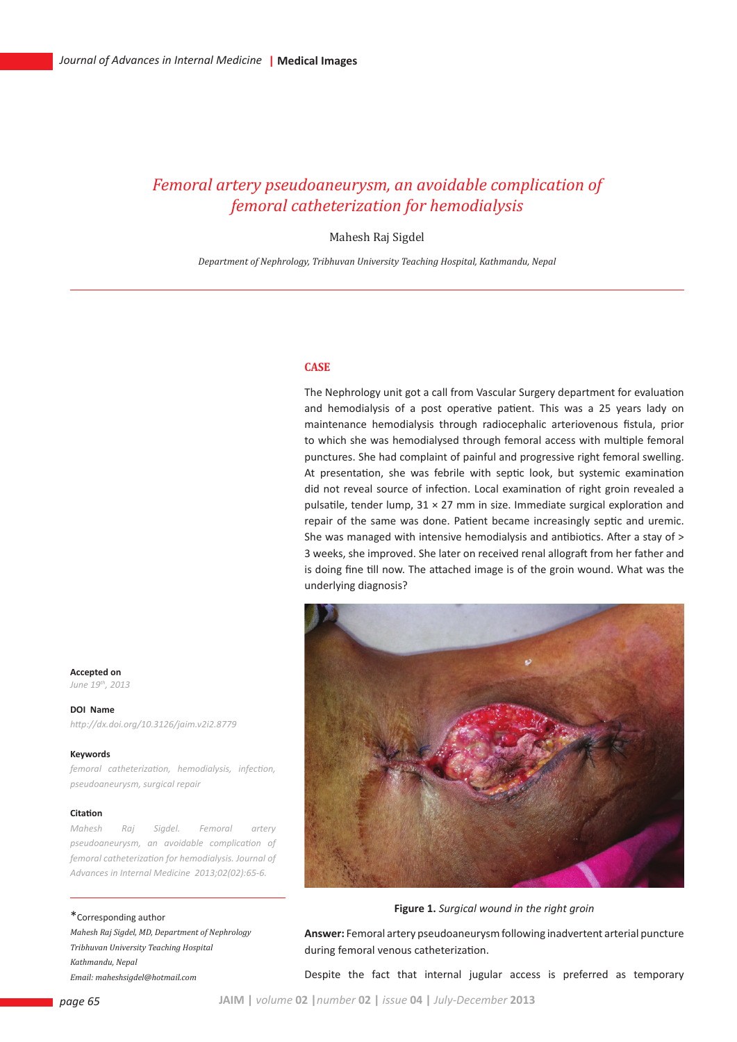# Femoral artery pseudoaneurysm, an avoidable complication of femoral catheterization for hemodialysis

Mahesh Raj Sigdel

*Department of Nephrology, Tribhuvan University Teaching Hospital, Kathmandu, Nepal*

---

**Accepted on**
*June 19th, 2013*

**DOI Name**
*http://dx.doi.org/10.3126/jaim.v2i2.8779*

**Keywords**
*femoral catheterization, hemodialysis, infection, pseudoaneurysm, surgical repair*

**Citation**
*Mahesh Raj Sigdel. Femoral artery pseudoaneurysm, an avoidable complication of femoral catheterization for hemodialysis. Journal of Advances in Internal Medicine 2013;02(02):65-6.*

*Corresponding author
*Mahesh Raj Sigdel, MD, Department of Nephrology*
*Tribhuvan University Teaching Hospital*
*Kathmandu, Nepal*
*Email: maheshsigdel@hotmail.com*

## CASE

The Nephrology unit got a call from Vascular Surgery department for evaluation and hemodialysis of a post operative patient. This was a 25 years lady on maintenance hemodialysis through radiocephalic arteriovenous fistula, prior to which she was hemodialysed through femoral access with multiple femoral punctures. She had complaint of painful and progressive right femoral swelling. At presentation, she was febrile with septic look, but systemic examination did not reveal source of infection. Local examination of right groin revealed a pulsatile, tender lump, 31 × 27 mm in size. Immediate surgical exploration and repair of the same was done. Patient became increasingly septic and uremic. She was managed with intensive hemodialysis and antibiotics. After a stay of > 3 weeks, she improved. She later on received renal allograft from her father and is doing fine till now. The attached image is of the groin wound. What was the underlying diagnosis?

**Figure 1.** *Surgical wound in the right groin*

**Answer:** Femoral artery pseudoaneurysm following inadvertent arterial puncture during femoral venous catheterization.

Despite the fact that internal jugular access is preferred as temporary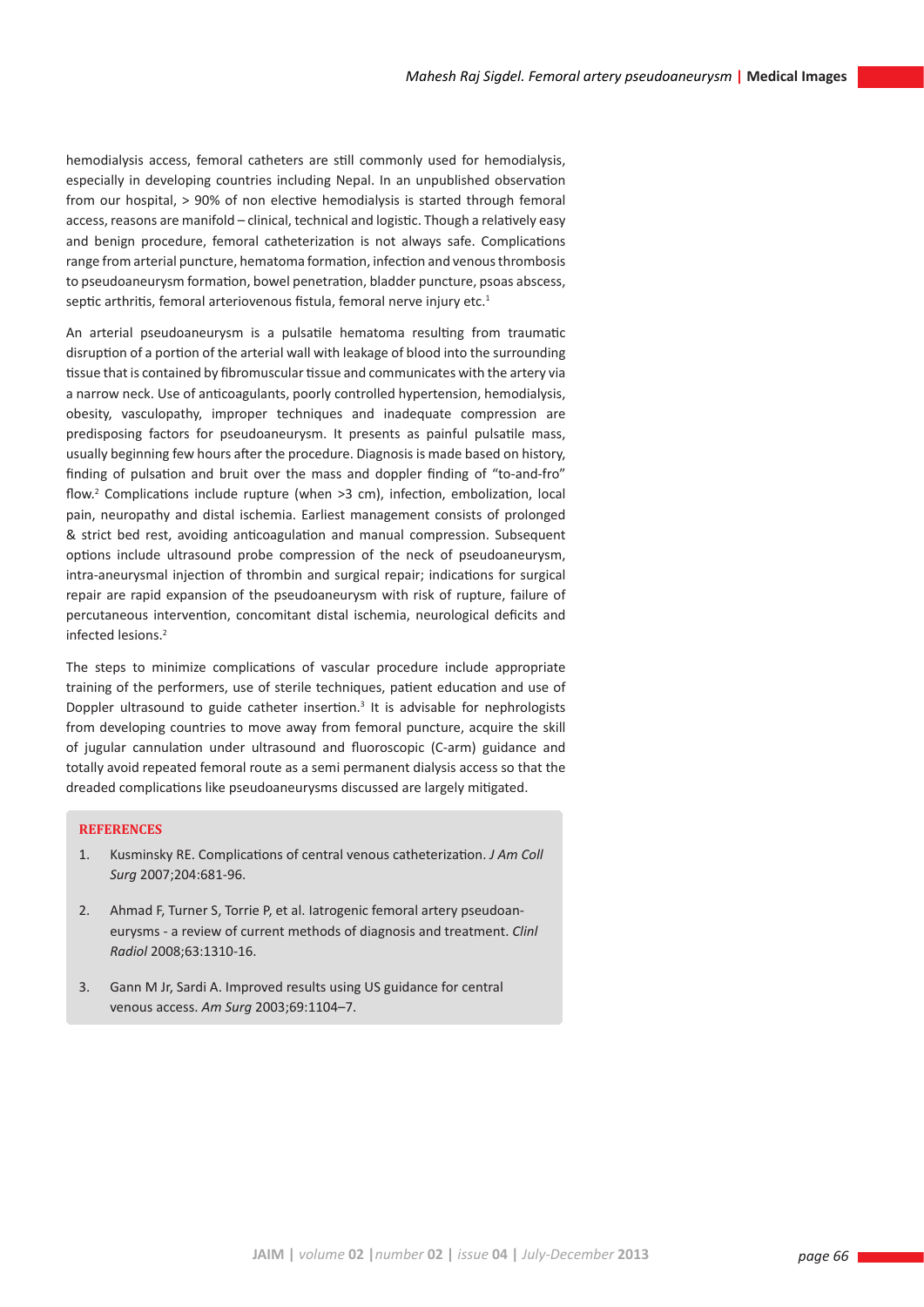hemodialysis access, femoral catheters are still commonly used for hemodialysis, especially in developing countries including Nepal. In an unpublished observation from our hospital, > 90% of non elective hemodialysis is started through femoral access, reasons are manifold – clinical, technical and logistic. Though a relatively easy and benign procedure, femoral catheterization is not always safe. Complications range from arterial puncture, hematoma formation, infection and venous thrombosis to pseudoaneurysm formation, bowel penetration, bladder puncture, psoas abscess, septic arthritis, femoral arteriovenous fistula, femoral nerve injury etc.[1]

An arterial pseudoaneurysm is a pulsatile hematoma resulting from traumatic disruption of a portion of the arterial wall with leakage of blood into the surrounding tissue that is contained by fibromuscular tissue and communicates with the artery via a narrow neck. Use of anticoagulants, poorly controlled hypertension, hemodialysis, obesity, vasculopathy, improper techniques and inadequate compression are predisposing factors for pseudoaneurysm. It presents as painful pulsatile mass, usually beginning few hours after the procedure. Diagnosis is made based on history, finding of pulsation and bruit over the mass and doppler finding of "to-and-fro" flow.[2] Complications include rupture (when >3 cm), infection, embolization, local pain, neuropathy and distal ischemia. Earliest management consists of prolonged & strict bed rest, avoiding anticoagulation and manual compression. Subsequent options include ultrasound probe compression of the neck of pseudoaneurysm, intra-aneurysmal injection of thrombin and surgical repair; indications for surgical repair are rapid expansion of the pseudoaneurysm with risk of rupture, failure of percutaneous intervention, concomitant distal ischemia, neurological deficits and infected lesions.[2]

The steps to minimize complications of vascular procedure include appropriate training of the performers, use of sterile techniques, patient education and use of Doppler ultrasound to guide catheter insertion.[3] It is advisable for nephrologists from developing countries to move away from femoral puncture, acquire the skill of jugular cannulation under ultrasound and fluoroscopic (C-arm) guidance and totally avoid repeated femoral route as a semi permanent dialysis access so that the dreaded complications like pseudoaneurysms discussed are largely mitigated.

## REFERENCES

1. Kusminsky RE. Complications of central venous catheterization. *J Am Coll Surg* 2007;204:681-96.
2. Ahmad F, Turner S, Torrie P, et al. Iatrogenic femoral artery pseudoaneurysms - a review of current methods of diagnosis and treatment. *Clinl Radiol* 2008;63:1310-16.
3. Gann M Jr, Sardi A. Improved results using US guidance for central venous access. *Am Surg* 2003;69:1104–7.